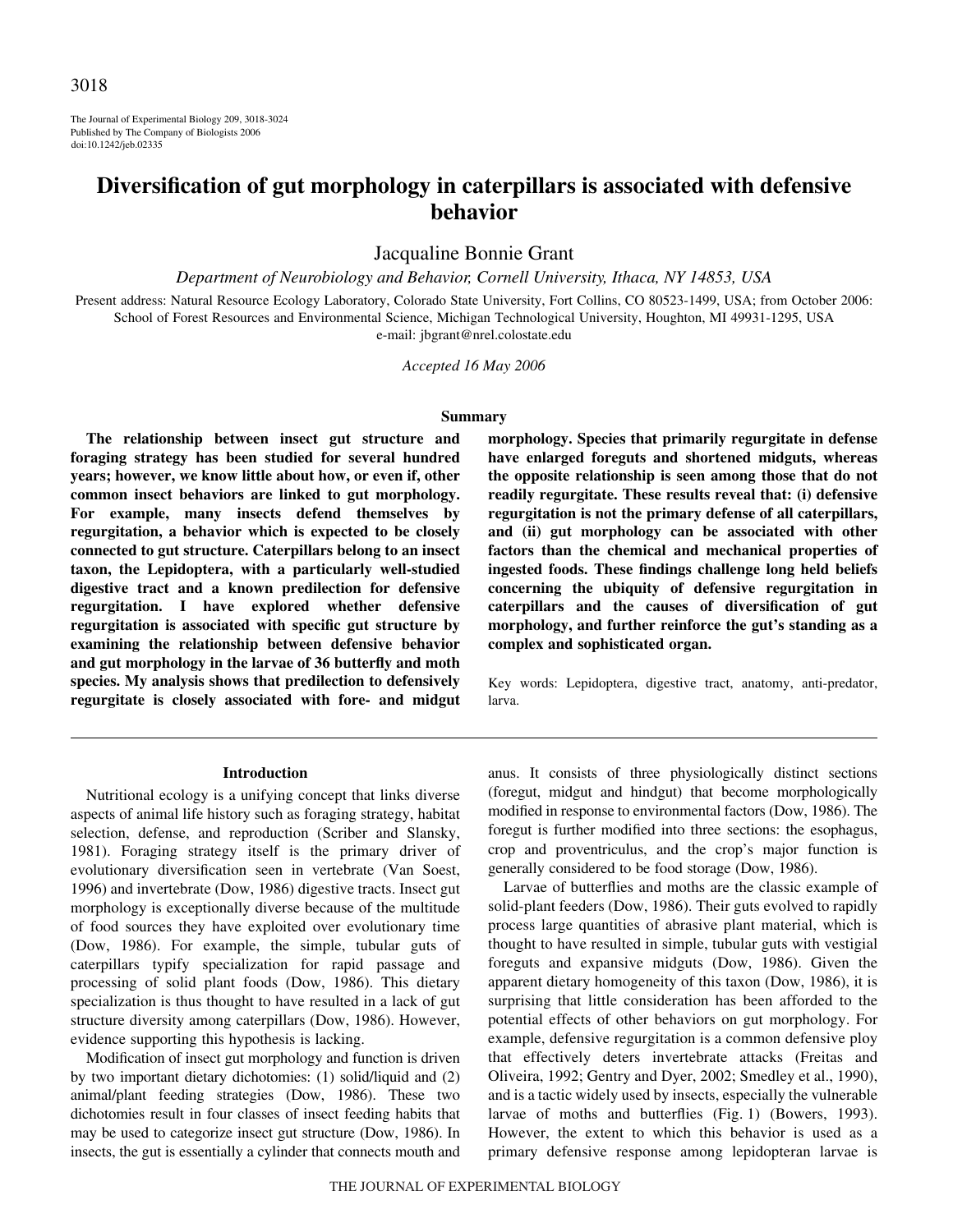# Diversification of gut morphology in caterpillars is associated with defensive behavior

Jacqualine Bonnie Grant

*Department of Neurobiology and Behavior, Cornell University, Ithaca, NY 14853, USA*

Present address: Natural Resource Ecology Laboratory, Colorado State University, Fort Collins, CO 80523-1499, USA; from October 2006: School of Forest Resources and Environmental Science, Michigan Technological University, Houghton, MI 49931-1295, USA
e-mail: jbgrant@nrel.colostate.edu

*Accepted 16 May 2006*

## Summary

**The relationship between insect gut structure and foraging strategy has been studied for several hundred years; however, we know little about how, or even if, other common insect behaviors are linked to gut morphology. For example, many insects defend themselves by regurgitation, a behavior which is expected to be closely connected to gut structure. Caterpillars belong to an insect taxon, the Lepidoptera, with a particularly well-studied digestive tract and a known predilection for defensive regurgitation. I have explored whether defensive regurgitation is associated with specific gut structure by examining the relationship between defensive behavior and gut morphology in the larvae of 36 butterfly and moth species. My analysis shows that predilection to defensively regurgitate is closely associated with fore- and midgut morphology. Species that primarily regurgitate in defense have enlarged foreguts and shortened midguts, whereas the opposite relationship is seen among those that do not readily regurgitate. These results reveal that: (i) defensive regurgitation is not the primary defense of all caterpillars, and (ii) gut morphology can be associated with other factors than the chemical and mechanical properties of ingested foods. These findings challenge long held beliefs concerning the ubiquity of defensive regurgitation in caterpillars and the causes of diversification of gut morphology, and further reinforce the gut's standing as a complex and sophisticated organ.**

Key words: Lepidoptera, digestive tract, anatomy, anti-predator, larva.

## Introduction

Nutritional ecology is a unifying concept that links diverse aspects of animal life history such as foraging strategy, habitat selection, defense, and reproduction (Scriber and Slansky, 1981). Foraging strategy itself is the primary driver of evolutionary diversification seen in vertebrate (Van Soest, 1996) and invertebrate (Dow, 1986) digestive tracts. Insect gut morphology is exceptionally diverse because of the multitude of food sources they have exploited over evolutionary time (Dow, 1986). For example, the simple, tubular guts of caterpillars typify specialization for rapid passage and processing of solid plant foods (Dow, 1986). This dietary specialization is thus thought to have resulted in a lack of gut structure diversity among caterpillars (Dow, 1986). However, evidence supporting this hypothesis is lacking.

Modification of insect gut morphology and function is driven by two important dietary dichotomies: (1) solid/liquid and (2) animal/plant feeding strategies (Dow, 1986). These two dichotomies result in four classes of insect feeding habits that may be used to categorize insect gut structure (Dow, 1986). In insects, the gut is essentially a cylinder that connects mouth and anus. It consists of three physiologically distinct sections (foregut, midgut and hindgut) that become morphologically modified in response to environmental factors (Dow, 1986). The foregut is further modified into three sections: the esophagus, crop and proventriculus, and the crop's major function is generally considered to be food storage (Dow, 1986).

Larvae of butterflies and moths are the classic example of solid-plant feeders (Dow, 1986). Their guts evolved to rapidly process large quantities of abrasive plant material, which is thought to have resulted in simple, tubular guts with vestigial foreguts and expansive midguts (Dow, 1986). Given the apparent dietary homogeneity of this taxon (Dow, 1986), it is surprising that little consideration has been afforded to the potential effects of other behaviors on gut morphology. For example, defensive regurgitation is a common defensive ploy that effectively deters invertebrate attacks (Freitas and Oliveira, 1992; Gentry and Dyer, 2002; Smedley et al., 1990), and is a tactic widely used by insects, especially the vulnerable larvae of moths and butterflies (Fig. 1) (Bowers, 1993). However, the extent to which this behavior is used as a primary defensive response among lepidopteran larvae is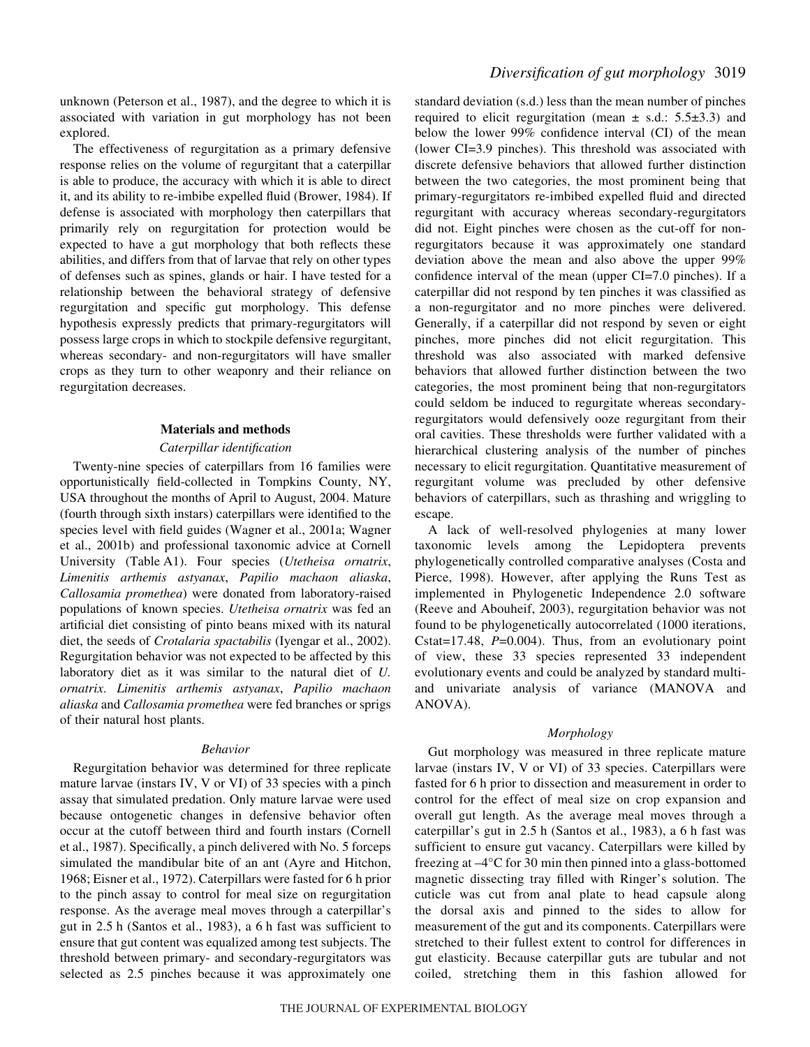unknown (Peterson et al., 1987), and the degree to which it is associated with variation in gut morphology has not been explored.

The effectiveness of regurgitation as a primary defensive response relies on the volume of regurgitant that a caterpillar is able to produce, the accuracy with which it is able to direct it, and its ability to re-imbibe expelled fluid (Brower, 1984). If defense is associated with morphology then caterpillars that primarily rely on regurgitation for protection would be expected to have a gut morphology that both reflects these abilities, and differs from that of larvae that rely on other types of defenses such as spines, glands or hair. I have tested for a relationship between the behavioral strategy of defensive regurgitation and specific gut morphology. This defense hypothesis expressly predicts that primary-regurgitators will possess large crops in which to stockpile defensive regurgitant, whereas secondary- and non-regurgitators will have smaller crops as they turn to other weaponry and their reliance on regurgitation decreases.

## Materials and methods

### *Caterpillar identification*

Twenty-nine species of caterpillars from 16 families were opportunistically field-collected in Tompkins County, NY, USA throughout the months of April to August, 2004. Mature (fourth through sixth instars) caterpillars were identified to the species level with field guides (Wagner et al., 2001a; Wagner et al., 2001b) and professional taxonomic advice at Cornell University (Table A1). Four species (*Utetheisa ornatrix*, *Limenitis arthemis astyanax*, *Papilio machaon aliaska*, *Callosamia promethea*) were donated from laboratory-raised populations of known species. *Utetheisa ornatrix* was fed an artificial diet consisting of pinto beans mixed with its natural diet, the seeds of *Crotalaria spactabilis* (Iyengar et al., 2002). Regurgitation behavior was not expected to be affected by this laboratory diet as it was similar to the natural diet of *U. ornatrix*. *Limenitis arthemis astyanax*, *Papilio machaon aliaska* and *Callosamia promethea* were fed branches or sprigs of their natural host plants.

### *Behavior*

Regurgitation behavior was determined for three replicate mature larvae (instars IV, V or VI) of 33 species with a pinch assay that simulated predation. Only mature larvae were used because ontogenetic changes in defensive behavior often occur at the cutoff between third and fourth instars (Cornell et al., 1987). Specifically, a pinch delivered with No. 5 forceps simulated the mandibular bite of an ant (Ayre and Hitchon, 1968; Eisner et al., 1972). Caterpillars were fasted for 6 h prior to the pinch assay to control for meal size on regurgitation response. As the average meal moves through a caterpillar's gut in 2.5 h (Santos et al., 1983), a 6 h fast was sufficient to ensure that gut content was equalized among test subjects. The threshold between primary- and secondary-regurgitators was selected as 2.5 pinches because it was approximately one standard deviation (s.d.) less than the mean number of pinches required to elicit regurgitation (mean ± s.d.: 5.5±3.3) and below the lower 99% confidence interval (CI) of the mean (lower CI=3.9 pinches). This threshold was associated with discrete defensive behaviors that allowed further distinction between the two categories, the most prominent being that primary-regurgitators re-imbibed expelled fluid and directed regurgitant with accuracy whereas secondary-regurgitators did not. Eight pinches were chosen as the cut-off for non-regurgitators because it was approximately one standard deviation above the mean and also above the upper 99% confidence interval of the mean (upper CI=7.0 pinches). If a caterpillar did not respond by ten pinches it was classified as a non-regurgitator and no more pinches were delivered. Generally, if a caterpillar did not respond by seven or eight pinches, more pinches did not elicit regurgitation. This threshold was also associated with marked defensive behaviors that allowed further distinction between the two categories, the most prominent being that non-regurgitators could seldom be induced to regurgitate whereas secondary-regurgitators would defensively ooze regurgitant from their oral cavities. These thresholds were further validated with a hierarchical clustering analysis of the number of pinches necessary to elicit regurgitation. Quantitative measurement of regurgitant volume was precluded by other defensive behaviors of caterpillars, such as thrashing and wriggling to escape.

A lack of well-resolved phylogenies at many lower taxonomic levels among the Lepidoptera prevents phylogenetically controlled comparative analyses (Costa and Pierce, 1998). However, after applying the Runs Test as implemented in Phylogenetic Independence 2.0 software (Reeve and Abouheif, 2003), regurgitation behavior was not found to be phylogenetically autocorrelated (1000 iterations, Cstat=17.48, $P$=0.004). Thus, from an evolutionary point of view, these 33 species represented 33 independent evolutionary events and could be analyzed by standard multi- and univariate analysis of variance (MANOVA and ANOVA).

### *Morphology*

Gut morphology was measured in three replicate mature larvae (instars IV, V or VI) of 33 species. Caterpillars were fasted for 6 h prior to dissection and measurement in order to control for the effect of meal size on crop expansion and overall gut length. As the average meal moves through a caterpillar's gut in 2.5 h (Santos et al., 1983), a 6 h fast was sufficient to ensure gut vacancy. Caterpillars were killed by freezing at –4°C for 30 min then pinned into a glass-bottomed magnetic dissecting tray filled with Ringer's solution. The cuticle was cut from anal plate to head capsule along the dorsal axis and pinned to the sides to allow for measurement of the gut and its components. Caterpillars were stretched to their fullest extent to control for differences in gut elasticity. Because caterpillar guts are tubular and not coiled, stretching them in this fashion allowed for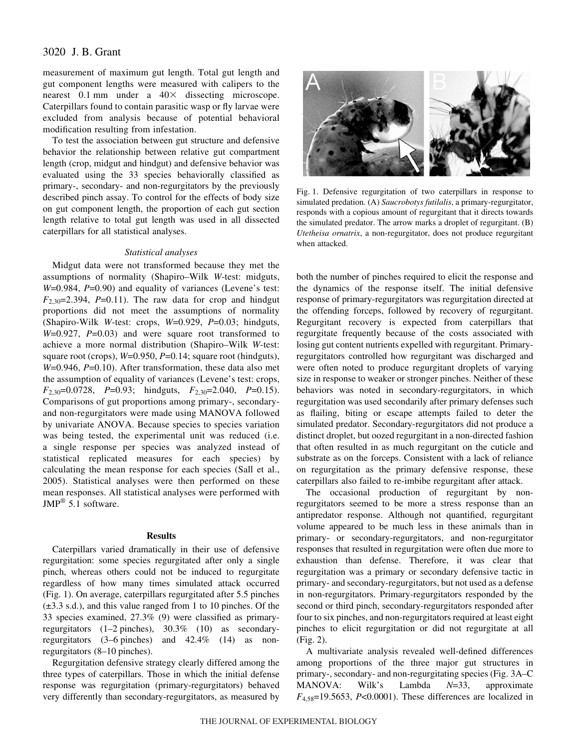measurement of maximum gut length. Total gut length and gut component lengths were measured with calipers to the nearest 0.1 mm under a 40× dissecting microscope. Caterpillars found to contain parasitic wasp or fly larvae were excluded from analysis because of potential behavioral modification resulting from infestation.

To test the association between gut structure and defensive behavior the relationship between relative gut compartment length (crop, midgut and hindgut) and defensive behavior was evaluated using the 33 species behaviorally classified as primary-, secondary- and non-regurgitators by the previously described pinch assay. To control for the effects of body size on gut component length, the proportion of each gut section length relative to total gut length was used in all dissected caterpillars for all statistical analyses.

### *Statistical analyses*

Midgut data were not transformed because they met the assumptions of normality (Shapiro–Wilk *W*-test: midguts, $W$=0.984, $P$=0.90) and equality of variances (Levene's test: $F_{2,30}$=2.394, $P$=0.11). The raw data for crop and hindgut proportions did not meet the assumptions of normality (Shapiro-Wilk *W*-test: crops, $W$=0.929, $P$=0.03; hindguts, $W$=0.927, $P$=0.03) and were square root transformed to achieve a more normal distribution (Shapiro–Wilk *W*-test: square root (crops), $W$=0.950, $P$=0.14; square root (hindguts), $W$=0.946, $P$=0.10). After transformation, these data also met the assumption of equality of variances (Levene's test: crops, $F_{2,30}$=0.0728, $P$=0.93; hindguts, $F_{2,30}$=2.040, $P$=0.15). Comparisons of gut proportions among primary-, secondary- and non-regurgitators were made using MANOVA followed by univariate ANOVA. Because species to species variation was being tested, the experimental unit was reduced (i.e. a single response per species was analyzed instead of statistical replicated measures for each species) by calculating the mean response for each species (Sall et al., 2005). Statistical analyses were then performed on these mean responses. All statistical analyses were performed with JMP® 5.1 software.

## Results

Caterpillars varied dramatically in their use of defensive regurgitation: some species regurgitated after only a single pinch, whereas others could not be induced to regurgitate regardless of how many times simulated attack occurred (Fig. 1). On average, caterpillars regurgitated after 5.5 pinches (±3.3 s.d.), and this value ranged from 1 to 10 pinches. Of the 33 species examined, 27.3% (9) were classified as primary-regurgitators (1–2 pinches), 30.3% (10) as secondary-regurgitators (3–6 pinches) and 42.4% (14) as non-regurgitators (8–10 pinches).

Regurgitation defensive strategy clearly differed among the three types of caterpillars. Those in which the initial defense response was regurgitation (primary-regurgitators) behaved very differently than secondary-regurgitators, as measured by both the number of pinches required to elicit the response and the dynamics of the response itself. The initial defensive response of primary-regurgitators was regurgitation directed at the offending forceps, followed by recovery of regurgitant. Regurgitant recovery is expected from caterpillars that regurgitate frequently because of the costs associated with losing gut content nutrients expelled with regurgitant. Primary-regurgitators controlled how regurgitant was discharged and were often noted to produce regurgitant droplets of varying size in response to weaker or stronger pinches. Neither of these behaviors was noted in secondary-regurgitators, in which regurgitation was used secondarily after primary defenses such as flailing, biting or escape attempts failed to deter the simulated predator. Secondary-regurgitators did not produce a distinct droplet, but oozed regurgitant in a non-directed fashion that often resulted in as much regurgitant on the cuticle and substrate as on the forceps. Consistent with a lack of reliance on regurgitation as the primary defensive response, these caterpillars also failed to re-imbibe regurgitant after attack.

Fig. 1. Defensive regurgitation of two caterpillars in response to simulated predation. (A) *Saucrobotys futilalis*, a primary-regurgitator, responds with a copious amount of regurgitant that it directs towards the simulated predator. The arrow marks a droplet of regurgitant. (B) *Utetheisa ornatrix*, a non-regurgitator, does not produce regurgitant when attacked.

The occasional production of regurgitant by non-regurgitators seemed to be more a stress response than an antipredator response. Although not quantified, regurgitant volume appeared to be much less in these animals than in primary- or secondary-regurgitators, and non-regurgitator responses that resulted in regurgitation were often due more to exhaustion than defense. Therefore, it was clear that regurgitation was a primary or secondary defensive tactic in primary- and secondary-regurgitators, but not used as a defense in non-regurgitators. Primary-regurgitators responded by the second or third pinch, secondary-regurgitators responded after four to six pinches, and non-regurgitators required at least eight pinches to elicit regurgitation or did not regurgitate at all (Fig. 2).

A multivariate analysis revealed well-defined differences among proportions of the three major gut structures in primary-, secondary- and non-regurgitating species (Fig. 3A–C MANOVA: Wilk's Lambda $N$=33, approximate $F_{4,58}$=19.5653, $P$<0.0001). These differences are localized in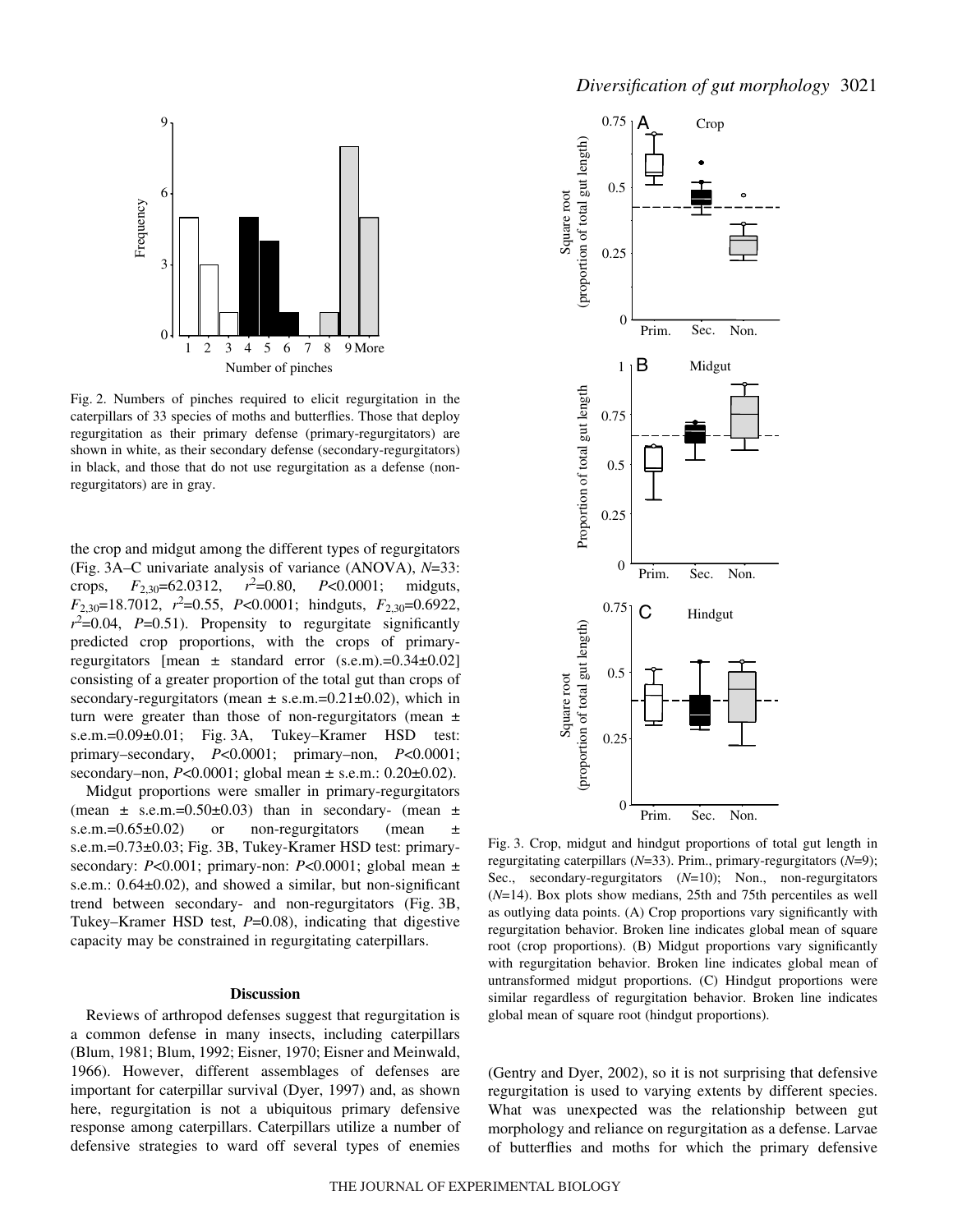Fig. 2. Numbers of pinches required to elicit regurgitation in the caterpillars of 33 species of moths and butterflies. Those that deploy regurgitation as their primary defense (primary-regurgitators) are shown in white, as their secondary defense (secondary-regurgitators) in black, and those that do not use regurgitation as a defense (non-regurgitators) are in gray.

the crop and midgut among the different types of regurgitators (Fig. 3A–C univariate analysis of variance (ANOVA), $N$=33: crops, $F_{2,30}$=62.0312, $r^2$=0.80, $P$<0.0001; midguts, $F_{2,30}$=18.7012, $r^2$=0.55, $P$<0.0001; hindguts, $F_{2,30}$=0.6922, $r^2$=0.04, $P$=0.51). Propensity to regurgitate significantly predicted crop proportions, with the crops of primary-regurgitators [mean ± standard error (s.e.m.)=0.34±0.02] consisting of a greater proportion of the total gut than crops of secondary-regurgitators (mean ± s.e.m.=0.21±0.02), which in turn were greater than those of non-regurgitators (mean ± s.e.m.=0.09±0.01; Fig. 3A, Tukey–Kramer HSD test: primary–secondary, $P$<0.0001; primary–non, $P$<0.0001; secondary–non, $P$<0.0001; global mean ± s.e.m.: 0.20±0.02).

Midgut proportions were smaller in primary-regurgitators (mean ± s.e.m.=0.50±0.03) than in secondary- (mean ± s.e.m.=0.65±0.02) or non-regurgitators (mean ± s.e.m.=0.73±0.03; Fig. 3B, Tukey-Kramer HSD test: primary-secondary: $P$<0.001; primary-non: $P$<0.0001; global mean ± s.e.m.: 0.64±0.02), and showed a similar, but non-significant trend between secondary- and non-regurgitators (Fig. 3B, Tukey–Kramer HSD test, $P$=0.08), indicating that digestive capacity may be constrained in regurgitating caterpillars.

## Discussion

Reviews of arthropod defenses suggest that regurgitation is a common defense in many insects, including caterpillars (Blum, 1981; Blum, 1992; Eisner, 1970; Eisner and Meinwald, 1966). However, different assemblages of defenses are important for caterpillar survival (Dyer, 1997) and, as shown here, regurgitation is not a ubiquitous primary defensive response among caterpillars. Caterpillars utilize a number of defensive strategies to ward off several types of enemies (Gentry and Dyer, 2002), so it is not surprising that defensive regurgitation is used to varying extents by different species. What was unexpected was the relationship between gut morphology and reliance on regurgitation as a defense. Larvae of butterflies and moths for which the primary defensive

Fig. 3. Crop, midgut and hindgut proportions of total gut length in regurgitating caterpillars ($N$=33). Prim., primary-regurgitators ($N$=9); Sec., secondary-regurgitators ($N$=10); Non., non-regurgitators ($N$=14). Box plots show medians, 25th and 75th percentiles as well as outlying data points. (A) Crop proportions vary significantly with regurgitation behavior. Broken line indicates global mean of square root (crop proportions). (B) Midgut proportions vary significantly with regurgitation behavior. Broken line indicates global mean of untransformed midgut proportions. (C) Hindgut proportions were similar regardless of regurgitation behavior. Broken line indicates global mean of square root (hindgut proportions).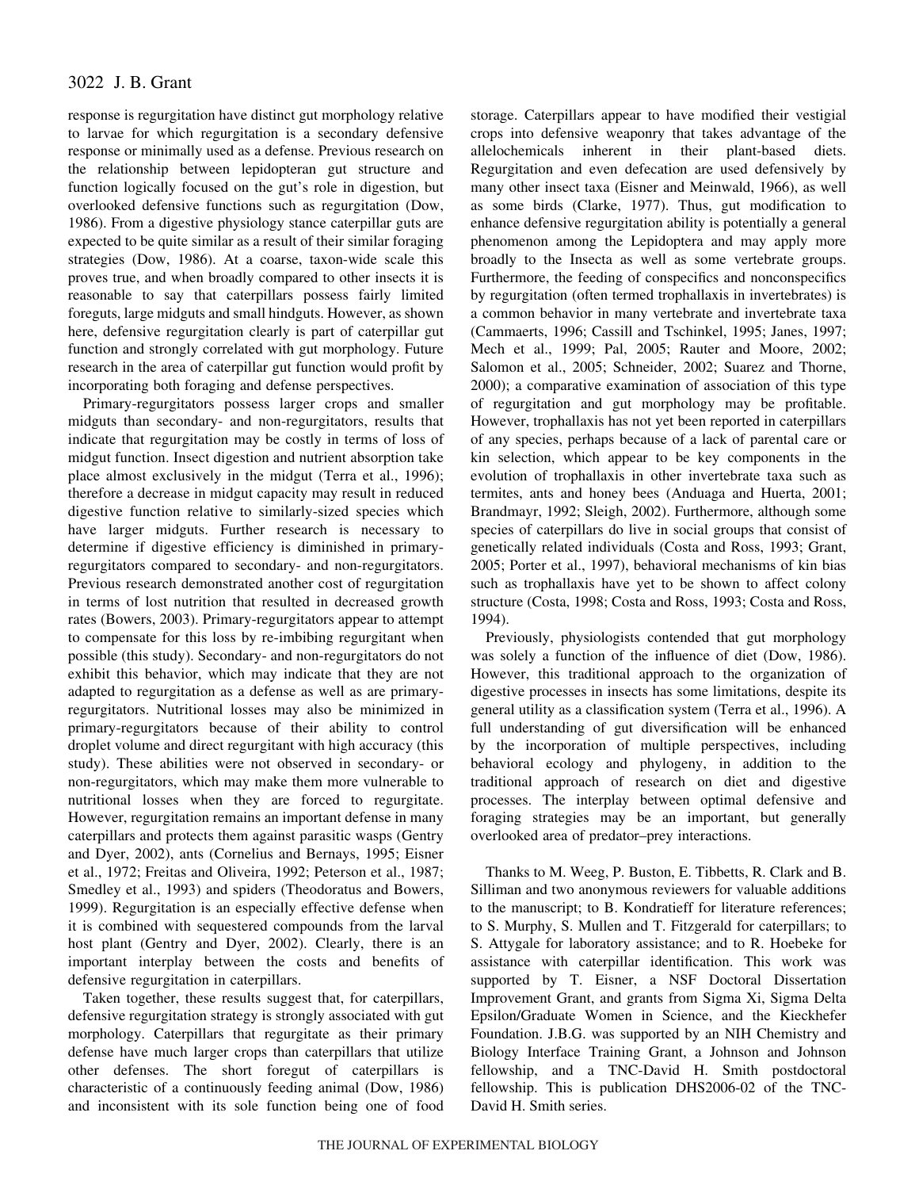response is regurgitation have distinct gut morphology relative to larvae for which regurgitation is a secondary defensive response or minimally used as a defense. Previous research on the relationship between lepidopteran gut structure and function logically focused on the gut's role in digestion, but overlooked defensive functions such as regurgitation (Dow, 1986). From a digestive physiology stance caterpillar guts are expected to be quite similar as a result of their similar foraging strategies (Dow, 1986). At a coarse, taxon-wide scale this proves true, and when broadly compared to other insects it is reasonable to say that caterpillars possess fairly limited foreguts, large midguts and small hindguts. However, as shown here, defensive regurgitation clearly is part of caterpillar gut function and strongly correlated with gut morphology. Future research in the area of caterpillar gut function would profit by incorporating both foraging and defense perspectives.

Primary-regurgitators possess larger crops and smaller midguts than secondary- and non-regurgitators, results that indicate that regurgitation may be costly in terms of loss of midgut function. Insect digestion and nutrient absorption take place almost exclusively in the midgut (Terra et al., 1996); therefore a decrease in midgut capacity may result in reduced digestive function relative to similarly-sized species which have larger midguts. Further research is necessary to determine if digestive efficiency is diminished in primary-regurgitators compared to secondary- and non-regurgitators. Previous research demonstrated another cost of regurgitation in terms of lost nutrition that resulted in decreased growth rates (Bowers, 2003). Primary-regurgitators appear to attempt to compensate for this loss by re-imbibing regurgitant when possible (this study). Secondary- and non-regurgitators do not exhibit this behavior, which may indicate that they are not adapted to regurgitation as a defense as well as are primary-regurgitators. Nutritional losses may also be minimized in primary-regurgitators because of their ability to control droplet volume and direct regurgitant with high accuracy (this study). These abilities were not observed in secondary- or non-regurgitators, which may make them more vulnerable to nutritional losses when they are forced to regurgitate. However, regurgitation remains an important defense in many caterpillars and protects them against parasitic wasps (Gentry and Dyer, 2002), ants (Cornelius and Bernays, 1995; Eisner et al., 1972; Freitas and Oliveira, 1992; Peterson et al., 1987; Smedley et al., 1993) and spiders (Theodoratus and Bowers, 1999). Regurgitation is an especially effective defense when it is combined with sequestered compounds from the larval host plant (Gentry and Dyer, 2002). Clearly, there is an important interplay between the costs and benefits of defensive regurgitation in caterpillars.

Taken together, these results suggest that, for caterpillars, defensive regurgitation strategy is strongly associated with gut morphology. Caterpillars that regurgitate as their primary defense have much larger crops than caterpillars that utilize other defenses. The short foregut of caterpillars is characteristic of a continuously feeding animal (Dow, 1986) and inconsistent with its sole function being one of food storage. Caterpillars appear to have modified their vestigial crops into defensive weaponry that takes advantage of the allelochemicals inherent in their plant-based diets. Regurgitation and even defecation are used defensively by many other insect taxa (Eisner and Meinwald, 1966), as well as some birds (Clarke, 1977). Thus, gut modification to enhance defensive regurgitation ability is potentially a general phenomenon among the Lepidoptera and may apply more broadly to the Insecta as well as some vertebrate groups. Furthermore, the feeding of conspecifics and nonconspecifics by regurgitation (often termed trophallaxis in invertebrates) is a common behavior in many vertebrate and invertebrate taxa (Cammaerts, 1996; Cassill and Tschinkel, 1995; Janes, 1997; Mech et al., 1999; Pal, 2005; Rauter and Moore, 2002; Salomon et al., 2005; Schneider, 2002; Suarez and Thorne, 2000); a comparative examination of association of this type of regurgitation and gut morphology may be profitable. However, trophallaxis has not yet been reported in caterpillars of any species, perhaps because of a lack of parental care or kin selection, which appear to be key components in the evolution of trophallaxis in other invertebrate taxa such as termites, ants and honey bees (Anduaga and Huerta, 2001; Brandmayr, 1992; Sleigh, 2002). Furthermore, although some species of caterpillars do live in social groups that consist of genetically related individuals (Costa and Ross, 1993; Grant, 2005; Porter et al., 1997), behavioral mechanisms of kin bias such as trophallaxis have yet to be shown to affect colony structure (Costa, 1998; Costa and Ross, 1993; Costa and Ross, 1994).

Previously, physiologists contended that gut morphology was solely a function of the influence of diet (Dow, 1986). However, this traditional approach to the organization of digestive processes in insects has some limitations, despite its general utility as a classification system (Terra et al., 1996). A full understanding of gut diversification will be enhanced by the incorporation of multiple perspectives, including behavioral ecology and phylogeny, in addition to the traditional approach of research on diet and digestive processes. The interplay between optimal defensive and foraging strategies may be an important, but generally overlooked area of predator–prey interactions.

Thanks to M. Weeg, P. Buston, E. Tibbetts, R. Clark and B. Silliman and two anonymous reviewers for valuable additions to the manuscript; to B. Kondratieff for literature references; to S. Murphy, S. Mullen and T. Fitzgerald for caterpillars; to S. Attygale for laboratory assistance; and to R. Hoebeke for assistance with caterpillar identification. This work was supported by T. Eisner, a NSF Doctoral Dissertation Improvement Grant, and grants from Sigma Xi, Sigma Delta Epsilon/Graduate Women in Science, and the Kieckhefer Foundation. J.B.G. was supported by an NIH Chemistry and Biology Interface Training Grant, a Johnson and Johnson fellowship, and a TNC-David H. Smith postdoctoral fellowship. This is publication DHS2006-02 of the TNC-David H. Smith series.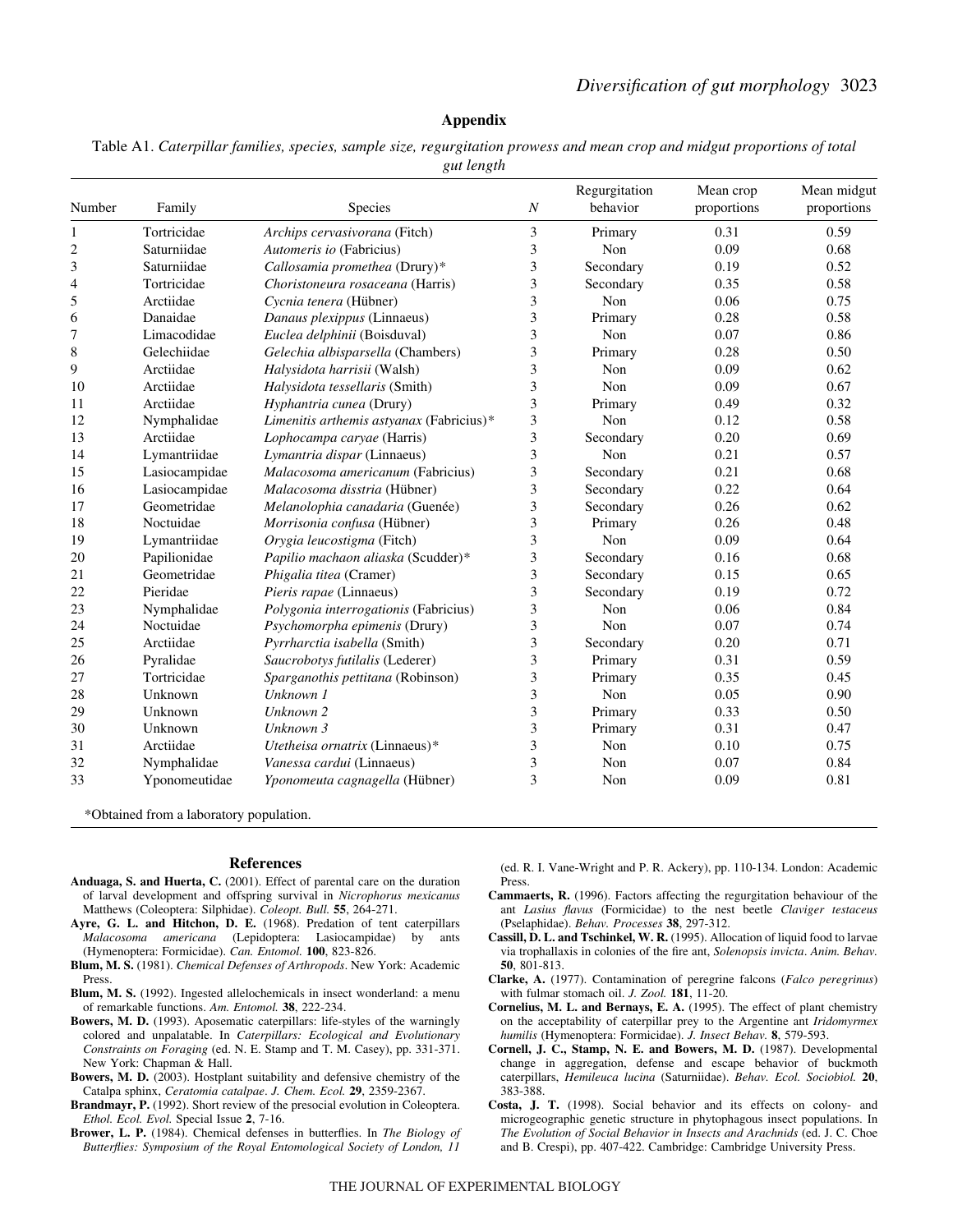## Appendix

Table A1. *Caterpillar families, species, sample size, regurgitation prowess and mean crop and midgut proportions of total gut length*

| Number | Family | Species | *N* | Regurgitation behavior | Mean crop proportions | Mean midgut proportions |
|---|---|---|---|---|---|---|
| 1 | Tortricidae | *Archips cervasivorana* (Fitch) | 3 | Primary | 0.31 | 0.59 |
| 2 | Saturniidae | *Automeris io* (Fabricius) | 3 | Non | 0.09 | 0.68 |
| 3 | Saturniidae | *Callosamia promethea* (Drury)* | 3 | Secondary | 0.19 | 0.52 |
| 4 | Tortricidae | *Choristoneura rosaceana* (Harris) | 3 | Secondary | 0.35 | 0.58 |
| 5 | Arctiidae | *Cycnia tenera* (Hübner) | 3 | Non | 0.06 | 0.75 |
| 6 | Danaidae | *Danaus plexippus* (Linnaeus) | 3 | Primary | 0.28 | 0.58 |
| 7 | Limacodidae | *Euclea delphinii* (Boisduval) | 3 | Non | 0.07 | 0.86 |
| 8 | Gelechiidae | *Gelechia albisparsella* (Chambers) | 3 | Primary | 0.28 | 0.50 |
| 9 | Arctiidae | *Halysidota harrisii* (Walsh) | 3 | Non | 0.09 | 0.62 |
| 10 | Arctiidae | *Halysidota tessellaris* (Smith) | 3 | Non | 0.09 | 0.67 |
| 11 | Arctiidae | *Hyphantria cunea* (Drury) | 3 | Primary | 0.49 | 0.32 |
| 12 | Nymphalidae | *Limenitis arthemis astyanax* (Fabricius)* | 3 | Non | 0.12 | 0.58 |
| 13 | Arctiidae | *Lophocampa caryae* (Harris) | 3 | Secondary | 0.20 | 0.69 |
| 14 | Lymantriidae | *Lymantria dispar* (Linnaeus) | 3 | Non | 0.21 | 0.57 |
| 15 | Lasiocampidae | *Malacosoma americanum* (Fabricius) | 3 | Secondary | 0.21 | 0.68 |
| 16 | Lasiocampidae | *Malacosoma disstria* (Hübner) | 3 | Secondary | 0.22 | 0.64 |
| 17 | Geometridae | *Melanolophia canadaria* (Guenée) | 3 | Secondary | 0.26 | 0.62 |
| 18 | Noctuidae | *Morrisonia confusa* (Hübner) | 3 | Primary | 0.26 | 0.48 |
| 19 | Lymantriidae | *Orygia leucostigma* (Fitch) | 3 | Non | 0.09 | 0.64 |
| 20 | Papilionidae | *Papilio machaon aliaska* (Scudder)* | 3 | Secondary | 0.16 | 0.68 |
| 21 | Geometridae | *Phigalia titea* (Cramer) | 3 | Secondary | 0.15 | 0.65 |
| 22 | Pieridae | *Pieris rapae* (Linnaeus) | 3 | Secondary | 0.19 | 0.72 |
| 23 | Nymphalidae | *Polygonia interrogationis* (Fabricius) | 3 | Non | 0.06 | 0.84 |
| 24 | Noctuidae | *Psychomorpha epimenis* (Drury) | 3 | Non | 0.07 | 0.74 |
| 25 | Arctiidae | *Pyrrharctia isabella* (Smith) | 3 | Secondary | 0.20 | 0.71 |
| 26 | Pyralidae | *Saucrobotys futilalis* (Lederer) | 3 | Primary | 0.31 | 0.59 |
| 27 | Tortricidae | *Sparganothis pettitana* (Robinson) | 3 | Primary | 0.35 | 0.45 |
| 28 | Unknown | *Unknown 1* | 3 | Non | 0.05 | 0.90 |
| 29 | Unknown | *Unknown 2* | 3 | Primary | 0.33 | 0.50 |
| 30 | Unknown | *Unknown 3* | 3 | Primary | 0.31 | 0.47 |
| 31 | Arctiidae | *Utetheisa ornatrix* (Linnaeus)* | 3 | Non | 0.10 | 0.75 |
| 32 | Nymphalidae | *Vanessa cardui* (Linnaeus) | 3 | Non | 0.07 | 0.84 |
| 33 | Yponomeutidae | *Yponomeuta cagnagella* (Hübner) | 3 | Non | 0.09 | 0.81 |

*Obtained from a laboratory population.

## References

**Anduaga, S. and Huerta, C.** (2001). Effect of parental care on the duration of larval development and offspring survival in *Nicrophorus mexicanus* Matthews (Coleoptera: Silphidae). *Coleopt. Bull.* **55**, 264-271.

**Ayre, G. L. and Hitchon, D. E.** (1968). Predation of tent caterpillars *Malacosoma americana* (Lepidoptera: Lasiocampidae) by ants (Hymenoptera: Formicidae). *Can. Entomol.* **100**, 823-826.

**Blum, M. S.** (1981). *Chemical Defenses of Arthropods*. New York: Academic Press.

**Blum, M. S.** (1992). Ingested allelochemicals in insect wonderland: a menu of remarkable functions. *Am. Entomol.* **38**, 222-234.

**Bowers, M. D.** (1993). Aposematic caterpillars: life-styles of the warningly colored and unpalatable. In *Caterpillars: Ecological and Evolutionary Constraints on Foraging* (ed. N. E. Stamp and T. M. Casey), pp. 331-371. New York: Chapman & Hall.

**Bowers, M. D.** (2003). Hostplant suitability and defensive chemistry of the Catalpa sphinx, *Ceratomia catalpae*. *J. Chem. Ecol.* **29**, 2359-2367.

**Brandmayr, P.** (1992). Short review of the presocial evolution in Coleoptera. *Ethol. Ecol. Evol.* Special Issue **2**, 7-16.

**Brower, L. P.** (1984). Chemical defenses in butterflies. In *The Biology of Butterflies: Symposium of the Royal Entomological Society of London, 11* (ed. R. I. Vane-Wright and P. R. Ackery), pp. 110-134. London: Academic Press.

**Cammaerts, R.** (1996). Factors affecting the regurgitation behaviour of the ant *Lasius flavus* (Formicidae) to the nest beetle *Claviger testaceus* (Pselaphidae). *Behav. Processes* **38**, 297-312.

**Cassill, D. L. and Tschinkel, W. R.** (1995). Allocation of liquid food to larvae via trophallaxis in colonies of the fire ant, *Solenopsis invicta*. *Anim. Behav.* **50**, 801-813.

**Clarke, A.** (1977). Contamination of peregrine falcons (*Falco peregrinus*) with fulmar stomach oil. *J. Zool.* **181**, 11-20.

**Cornelius, M. L. and Bernays, E. A.** (1995). The effect of plant chemistry on the acceptability of caterpillar prey to the Argentine ant *Iridomyrmex humilis* (Hymenoptera: Formicidae). *J. Insect Behav.* **8**, 579-593.

**Cornell, J. C., Stamp, N. E. and Bowers, M. D.** (1987). Developmental change in aggregation, defense and escape behavior of buckmoth caterpillars, *Hemileuca lucina* (Saturniidae). *Behav. Ecol. Sociobiol.* **20**, 383-388.

**Costa, J. T.** (1998). Social behavior and its effects on colony- and microgeographic genetic structure in phytophagous insect populations. In *The Evolution of Social Behavior in Insects and Arachnids* (ed. J. C. Choe and B. Crespi), pp. 407-422. Cambridge: Cambridge University Press.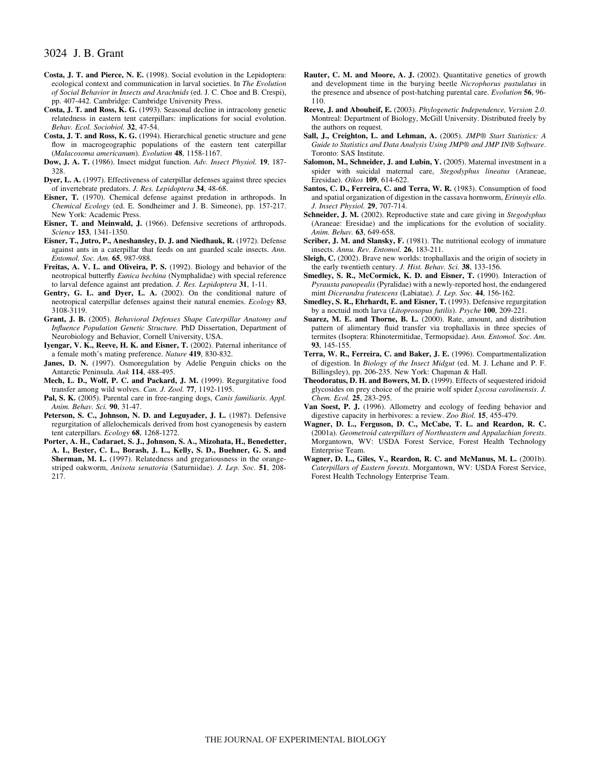**Costa, J. T. and Pierce, N. E.** (1998). Social evolution in the Lepidoptera: ecological context and communication in larval societies. In *The Evolution of Social Behavior in Insects and Arachnids* (ed. J. C. Choe and B. Crespi), pp. 407-442. Cambridge: Cambridge University Press.

**Costa, J. T. and Ross, K. G.** (1993). Seasonal decline in intracolony genetic relatedness in eastern tent caterpillars: implications for social evolution. *Behav. Ecol. Sociobiol.* **32**, 47-54.

**Costa, J. T. and Ross, K. G.** (1994). Hierarchical genetic structure and gene flow in macrogeographic populations of the eastern tent caterpillar (*Malacosoma americanum*). *Evolution* **48**, 1158-1167.

**Dow, J. A. T.** (1986). Insect midgut function. *Adv. Insect Physiol.* **19**, 187-328.

**Dyer, L. A.** (1997). Effectiveness of caterpillar defenses against three species of invertebrate predators. *J. Res. Lepidoptera* **34**, 48-68.

**Eisner, T.** (1970). Chemical defense against predation in arthropods. In *Chemical Ecology* (ed. E. Sondheimer and J. B. Simeone), pp. 157-217. New York: Academic Press.

**Eisner, T. and Meinwald, J.** (1966). Defensive secretions of arthropods. *Science* **153**, 1341-1350.

**Eisner, T., Jutro, P., Aneshansley, D. J. and Niedhauk, R.** (1972). Defense against ants in a caterpillar that feeds on ant guarded scale insects. *Ann. Entomol. Soc. Am.* **65**, 987-988.

**Freitas, A. V. L. and Oliveira, P. S.** (1992). Biology and behavior of the neotropical butterfly *Eunica bechina* (Nymphalidae) with special reference to larval defence against ant predation. *J. Res. Lepidoptera* **31**, 1-11.

**Gentry, G. L. and Dyer, L. A.** (2002). On the conditional nature of neotropical caterpillar defenses against their natural enemies. *Ecology* **83**, 3108-3119.

**Grant, J. B.** (2005). *Behavioral Defenses Shape Caterpillar Anatomy and Influence Population Genetic Structure.* PhD Dissertation, Department of Neurobiology and Behavior, Cornell University, USA.

**Iyengar, V. K., Reeve, H. K. and Eisner, T.** (2002). Paternal inheritance of a female moth's mating preference. *Nature* **419**, 830-832.

**Janes, D. N.** (1997). Osmoregulation by Adelie Penguin chicks on the Antarctic Peninsula. *Auk* **114**, 488-495.

**Mech, L. D., Wolf, P. C. and Packard, J. M.** (1999). Regurgitative food transfer among wild wolves. *Can. J. Zool.* **77**, 1192-1195.

**Pal, S. K.** (2005). Parental care in free-ranging dogs, *Canis familiaris*. *Appl. Anim. Behav. Sci.* **90**, 31-47.

**Peterson, S. C., Johnson, N. D. and Leguyader, J. L.** (1987). Defensive regurgitation of allelochemicals derived from host cyanogenesis by eastern tent caterpillars. *Ecology* **68**, 1268-1272.

**Porter, A. H., Cadaraet, S. J., Johnson, S. A., Mizohata, H., Benedetter, A. I., Bester, C. L., Borash, J. L., Kelly, S. D., Buehner, G. S. and Sherman, M. L.** (1997). Relatedness and gregariousness in the orange-striped oakworm, *Anisota senatoria* (Saturniidae). *J. Lep. Soc.* **51**, 208-217.

**Rauter, C. M. and Moore, A. J.** (2002). Quantitative genetics of growth and development time in the burying beetle *Nicrophorus pustulatus* in the presence and absence of post-hatching parental care. *Evolution* **56**, 96-110.

**Reeve, J. and Abouheif, E.** (2003). *Phylogenetic Independence, Version 2.0*. Montreal: Department of Biology, McGill University. Distributed freely by the authors on request.

**Sall, J., Creighton, L. and Lehman, A.** (2005). *JMP® Start Statistics: A Guide to Statistics and Data Analysis Using JMP® and JMP IN® Software*. Toronto: SAS Institute.

**Salomon, M., Schneider, J. and Lubin, Y.** (2005). Maternal investment in a spider with suicidal maternal care, *Stegodyphus lineatus* (Araneae, Eresidae). *Oikos* **109**, 614-622.

**Santos, C. D., Ferreira, C. and Terra, W. R.** (1983). Consumption of food and spatial organization of digestion in the cassava hornworm, *Erinnyis ello*. *J. Insect Physiol.* **29**, 707-714.

**Schneider, J. M.** (2002). Reproductive state and care giving in *Stegodyphus* (Araneae: Eresidae) and the implications for the evolution of sociality. *Anim. Behav.* **63**, 649-658.

**Scriber, J. M. and Slansky, F.** (1981). The nutritional ecology of immature insects. *Annu. Rev. Entomol.* **26**, 183-211.

**Sleigh, C.** (2002). Brave new worlds: trophallaxis and the origin of society in the early twentieth century. *J. Hist. Behav. Sci.* **38**, 133-156.

**Smedley, S. R., McCormick, K. D. and Eisner, T.** (1990). Interaction of *Pyrausta panopealis* (Pyralidae) with a newly-reported host, the endangered mint *Dicerandra frutescens* (Labiatae). *J. Lep. Soc.* **44**, 156-162.

**Smedley, S. R., Ehrhardt, E. and Eisner, T.** (1993). Defensive regurgitation by a noctuid moth larva (*Litoprosopus futilis*). *Psyche* **100**, 209-221.

**Suarez, M. E. and Thorne, B. L.** (2000). Rate, amount, and distribution pattern of alimentary fluid transfer via trophallaxis in three species of termites (Isoptera: Rhinotermitidae, Termopsidae). *Ann. Entomol. Soc. Am.* **93**, 145-155.

**Terra, W. R., Ferreira, C. and Baker, J. E.** (1996). Compartmentalization of digestion. In *Biology of the Insect Midgut* (ed. M. J. Lehane and P. F. Billingsley), pp. 206-235. New York: Chapman & Hall.

**Theodoratus, D. H. and Bowers, M. D.** (1999). Effects of sequestered iridoid glycosides on prey choice of the prairie wolf spider *Lycosa carolinensis*. *J. Chem. Ecol.* **25**, 283-295.

**Van Soest, P. J.** (1996). Allometry and ecology of feeding behavior and digestive capacity in herbivores: a review. *Zoo Biol.* **15**, 455-479.

**Wagner, D. L., Ferguson, D. C., McCabe, T. L. and Reardon, R. C.** (2001a). *Geometroid caterpillars of Northeastern and Appalachian forests*. Morgantown, WV: USDA Forest Service, Forest Health Technology Enterprise Team.

**Wagner, D. L., Giles, V., Reardon, R. C. and McManus, M. L.** (2001b). *Caterpillars of Eastern forests*. Morgantown, WV: USDA Forest Service, Forest Health Technology Enterprise Team.